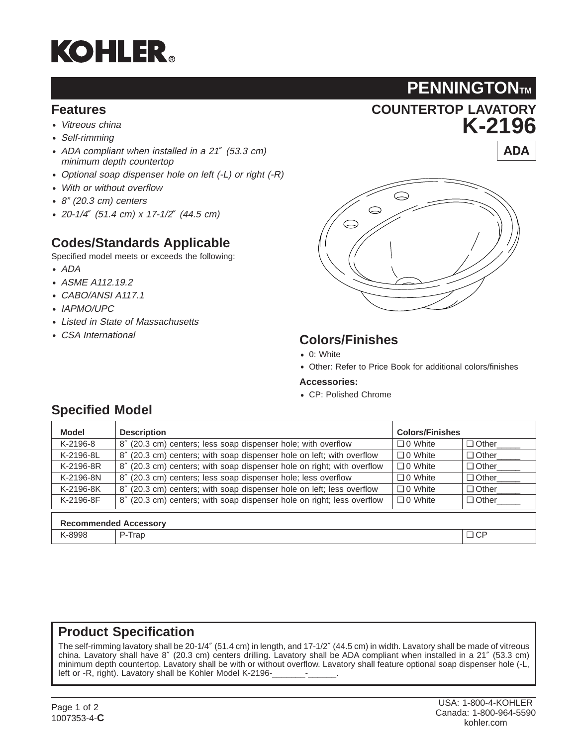# KOHLER®

## PENNINGTON™

## COUNTERTOP LAVATORY

# K-2196

**ADA**

## Features

- *Vitreous china*
- *Self-rimming*
- *ADA compliant when installed in a 21″ (53.3 cm) minimum depth countertop*
- *Optional soap dispenser hole on left (-L) or right (-R)*
- *With or without overflow*
- *8″ (20.3 cm) centers*
- *20-1/4″ (51.4 cm) x 17-1/2″ (44.5 cm)*

## Codes/Standards Applicable

Specified model meets or exceeds the following:

- *ADA*
- *ASME A112.19.2*
- *CABO/ANSI A117.1*
- *IAPMO/UPC*
- *Listed in State of Massachusetts*
- *CSA International*

## Colors/Finishes

- 0: White
- Other: Refer to Price Book for additional colors/finishes

**Accessories:**

- CP: Polished Chrome

## Specified Model

| Model | Description | Colors/Finishes | |
|---|---|---|---|
| K-2196-8 | 8″ (20.3 cm) centers; less soap dispenser hole; with overflow | ❑ 0 White | ❑ Other_____ |
| K-2196-8L | 8″ (20.3 cm) centers; with soap dispenser hole on left; with overflow | ❑ 0 White | ❑ Other_____ |
| K-2196-8R | 8″ (20.3 cm) centers; with soap dispenser hole on right; with overflow | ❑ 0 White | ❑ Other_____ |
| K-2196-8N | 8″ (20.3 cm) centers; less soap dispenser hole; less overflow | ❑ 0 White | ❑ Other_____ |
| K-2196-8K | 8″ (20.3 cm) centers; with soap dispenser hole on left; less overflow | ❑ 0 White | ❑ Other_____ |
| K-2196-8F | 8″ (20.3 cm) centers; with soap dispenser hole on right; less overflow | ❑ 0 White | ❑ Other_____ |

| Recommended Accessory | | |
|---|---|---|
| K-8998 | P-Trap | ❑ CP |

## Product Specification

The self-rimming lavatory shall be 20-1/4″ (51.4 cm) in length, and 17-1/2″ (44.5 cm) in width. Lavatory shall be made of vitreous china. Lavatory shall have 8″ (20.3 cm) centers drilling. Lavatory shall be ADA compliant when installed in a 21″ (53.3 cm) minimum depth countertop. Lavatory shall be with or without overflow. Lavatory shall feature optional soap dispenser hole (-L, left or -R, right). Lavatory shall be Kohler Model K-2196-_______-______.

1007353-4-**C**

USA: 1-800-4-KOHLER
Canada: 1-800-964-5590
kohler.com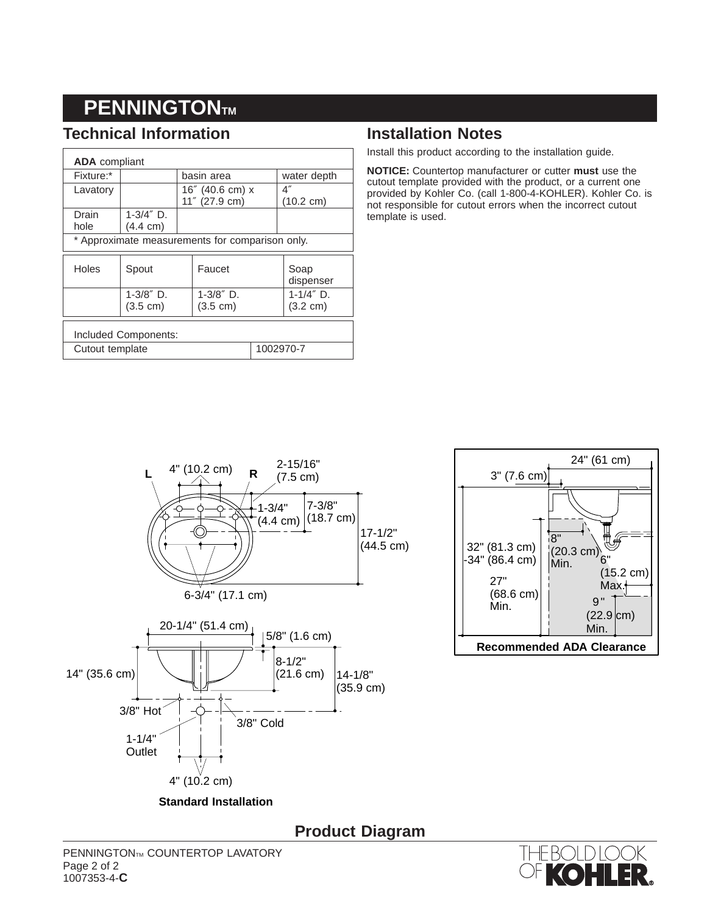# PENNINGTON™

## Technical Information

| ADA compliant | | | |
|---|---|---|---|
| Fixture:* | | basin area | water depth |
| Lavatory | | 16″ (40.6 cm) x 11″ (27.9 cm) | 4″ (10.2 cm) |
| Drain hole | 1-3/4″ D. (4.4 cm) | | |
| * Approximate measurements for comparison only. | | | |

| Holes | Spout | Faucet | Soap dispenser |
|---|---|---|---|
| | 1-3/8″ D. (3.5 cm) | 1-3/8″ D. (3.5 cm) | 1-1/4″ D. (3.2 cm) |

| Included Components: | |
|---|---|
| Cutout template | 1002970-7 |

## Installation Notes

Install this product according to the installation guide.

**NOTICE:** Countertop manufacturer or cutter **must** use the cutout template provided with the product, or a current one provided by Kohler Co. (call 1-800-4-KOHLER). Kohler Co. is not responsible for cutout errors when the incorrect cutout template is used.

L
4" (10.2 cm)
R
2-15/16" (7.5 cm)
1-3/4" (4.4 cm)
7-3/8" (18.7 cm)
17-1/2" (44.5 cm)
6-3/4" (17.1 cm)

20-1/4" (51.4 cm)
5/8" (1.6 cm)
8-1/2" (21.6 cm)
14" (35.6 cm)
14-1/8" (35.9 cm)
3/8" Hot
3/8" Cold
1-1/4" Outlet
4" (10.2 cm)

**Standard Installation**

24" (61 cm)
3" (7.6 cm)
8" (20.3 cm) Min.
32" (81.3 cm) -34" (86.4 cm)
6" (15.2 cm) Max.
27" (68.6 cm) Min.
9" (22.9 cm) Min.

**Recommended ADA Clearance**

## Product Diagram

PENNINGTON™ COUNTERTOP LAVATORY
1007353-4-**C**

THE BOLD LOOK OF **KOHLER**®